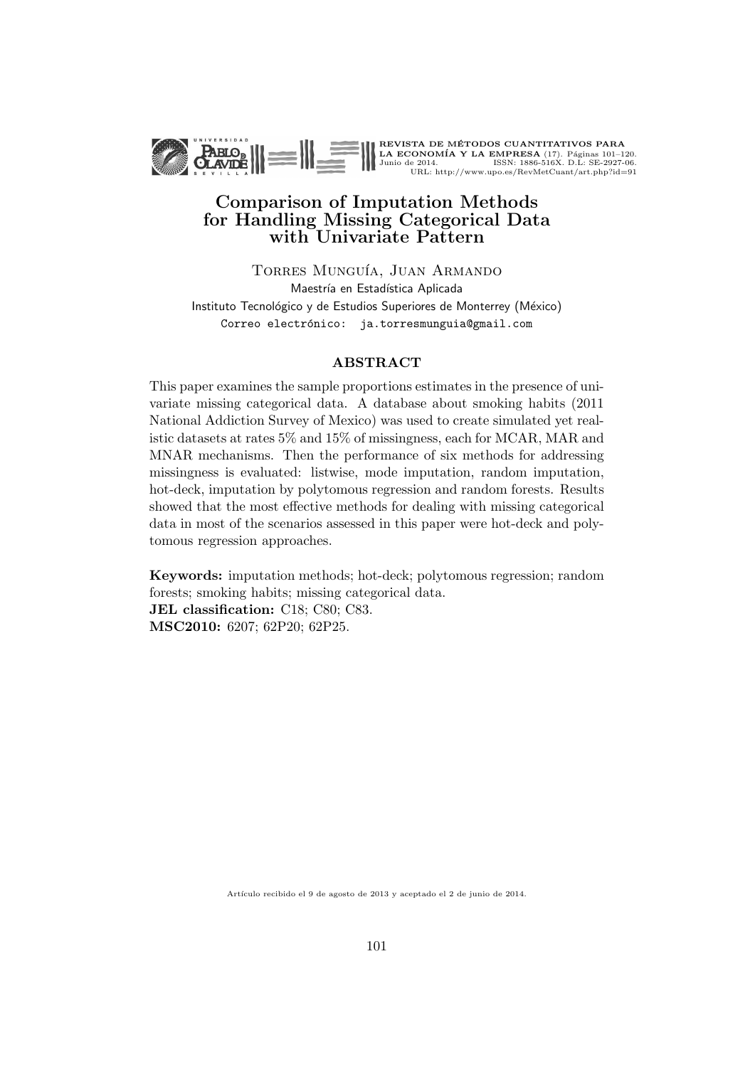# Comparison of Imputation Methods for Handling Missing Categorical Data with Univariate Pattern

Torres Munguía, Juan Armando
Maestría en Estadística Aplicada
Instituto Tecnológico y de Estudios Superiores de Monterrey (México)
Correo electrónico: ja.torresmunguia@gmail.com

## ABSTRACT

This paper examines the sample proportions estimates in the presence of univariate missing categorical data. A database about smoking habits (2011 National Addiction Survey of Mexico) was used to create simulated yet realistic datasets at rates 5% and 15% of missingness, each for MCAR, MAR and MNAR mechanisms. Then the performance of six methods for addressing missingness is evaluated: listwise, mode imputation, random imputation, hot-deck, imputation by polytomous regression and random forests. Results showed that the most effective methods for dealing with missing categorical data in most of the scenarios assessed in this paper were hot-deck and polytomous regression approaches.

**Keywords:** imputation methods; hot-deck; polytomous regression; random forests; smoking habits; missing categorical data.
**JEL classification:** C18; C80; C83.
**MSC2010:** 6207; 62P20; 62P25.

Artículo recibido el 9 de agosto de 2013 y aceptado el 2 de junio de 2014.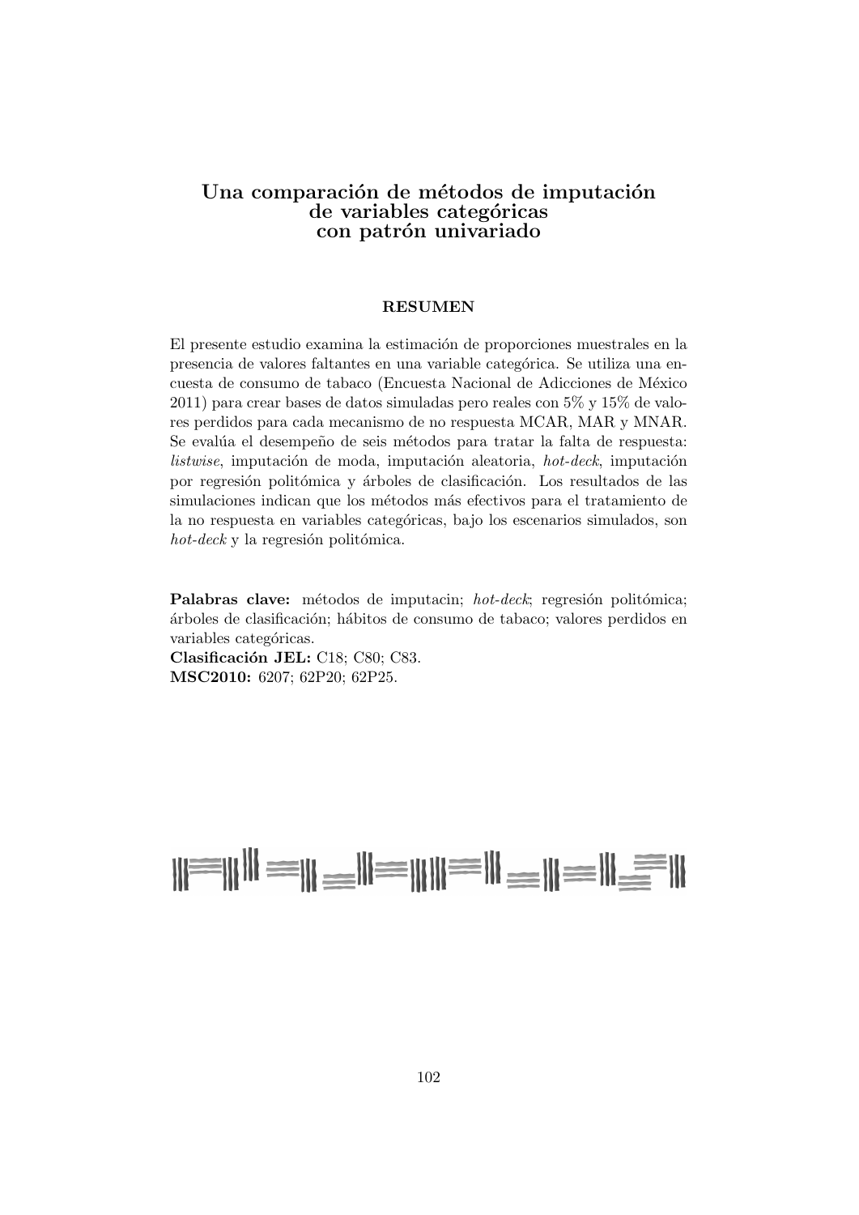# Una comparación de métodos de imputación de variables categóricas con patrón univariado

## RESUMEN

El presente estudio examina la estimación de proporciones muestrales en la presencia de valores faltantes en una variable categórica. Se utiliza una encuesta de consumo de tabaco (Encuesta Nacional de Adicciones de México 2011) para crear bases de datos simuladas pero reales con 5% y 15% de valores perdidos para cada mecanismo de no respuesta MCAR, MAR y MNAR. Se evalúa el desempeño de seis métodos para tratar la falta de respuesta: *listwise*, imputación de moda, imputación aleatoria, *hot-deck*, imputación por regresión politómica y árboles de clasificación. Los resultados de las simulaciones indican que los métodos más efectivos para el tratamiento de la no respuesta en variables categóricas, bajo los escenarios simulados, son *hot-deck* y la regresión politómica.

**Palabras clave:** métodos de imputacin; *hot-deck*; regresión politómica; árboles de clasificación; hábitos de consumo de tabaco; valores perdidos en variables categóricas.
**Clasificación JEL:** C18; C80; C83.
**MSC2010:** 6207; 62P20; 62P25.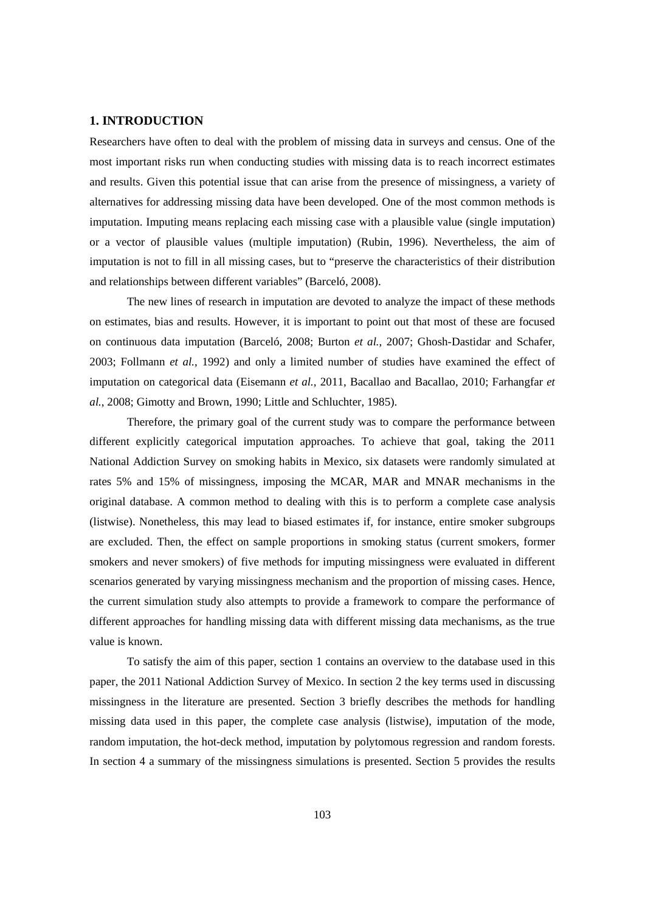## 1. INTRODUCTION

Researchers have often to deal with the problem of missing data in surveys and census. One of the most important risks run when conducting studies with missing data is to reach incorrect estimates and results. Given this potential issue that can arise from the presence of missingness, a variety of alternatives for addressing missing data have been developed. One of the most common methods is imputation. Imputing means replacing each missing case with a plausible value (single imputation) or a vector of plausible values (multiple imputation) (Rubin, 1996). Nevertheless, the aim of imputation is not to fill in all missing cases, but to "preserve the characteristics of their distribution and relationships between different variables" (Barceló, 2008).

The new lines of research in imputation are devoted to analyze the impact of these methods on estimates, bias and results. However, it is important to point out that most of these are focused on continuous data imputation (Barceló, 2008; Burton *et al.*, 2007; Ghosh-Dastidar and Schafer, 2003; Follmann *et al.*, 1992) and only a limited number of studies have examined the effect of imputation on categorical data (Eisemann *et al.*, 2011, Bacallao and Bacallao, 2010; Farhangfar *et al.*, 2008; Gimotty and Brown, 1990; Little and Schluchter, 1985).

Therefore, the primary goal of the current study was to compare the performance between different explicitly categorical imputation approaches. To achieve that goal, taking the 2011 National Addiction Survey on smoking habits in Mexico, six datasets were randomly simulated at rates 5% and 15% of missingness, imposing the MCAR, MAR and MNAR mechanisms in the original database. A common method to dealing with this is to perform a complete case analysis (listwise). Nonetheless, this may lead to biased estimates if, for instance, entire smoker subgroups are excluded. Then, the effect on sample proportions in smoking status (current smokers, former smokers and never smokers) of five methods for imputing missingness were evaluated in different scenarios generated by varying missingness mechanism and the proportion of missing cases. Hence, the current simulation study also attempts to provide a framework to compare the performance of different approaches for handling missing data with different missing data mechanisms, as the true value is known.

To satisfy the aim of this paper, section 1 contains an overview to the database used in this paper, the 2011 National Addiction Survey of Mexico. In section 2 the key terms used in discussing missingness in the literature are presented. Section 3 briefly describes the methods for handling missing data used in this paper, the complete case analysis (listwise), imputation of the mode, random imputation, the hot-deck method, imputation by polytomous regression and random forests. In section 4 a summary of the missingness simulations is presented. Section 5 provides the results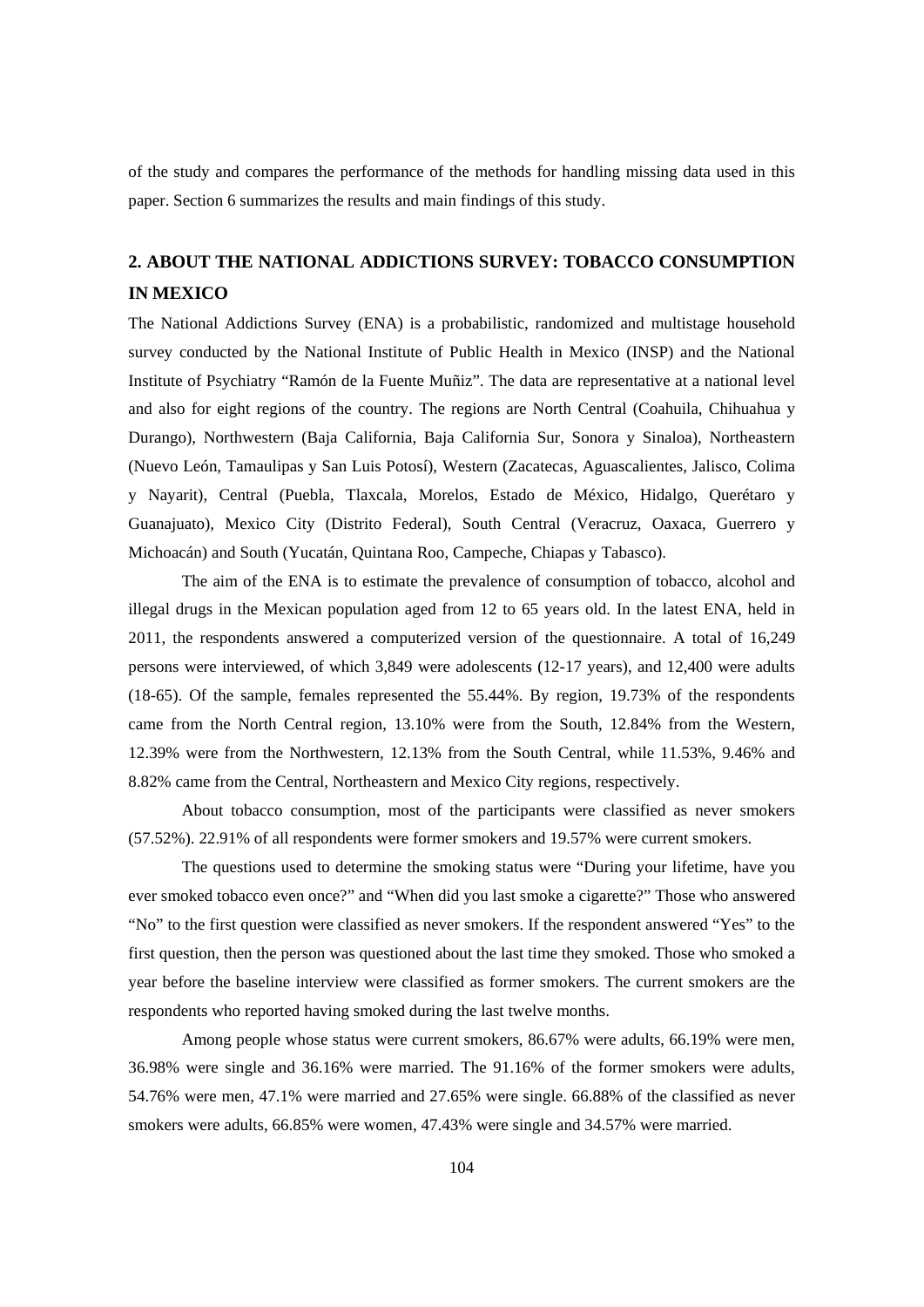of the study and compares the performance of the methods for handling missing data used in this paper. Section 6 summarizes the results and main findings of this study.

## 2. ABOUT THE NATIONAL ADDICTIONS SURVEY: TOBACCO CONSUMPTION IN MEXICO

The National Addictions Survey (ENA) is a probabilistic, randomized and multistage household survey conducted by the National Institute of Public Health in Mexico (INSP) and the National Institute of Psychiatry "Ramón de la Fuente Muñiz". The data are representative at a national level and also for eight regions of the country. The regions are North Central (Coahuila, Chihuahua y Durango), Northwestern (Baja California, Baja California Sur, Sonora y Sinaloa), Northeastern (Nuevo León, Tamaulipas y San Luis Potosí), Western (Zacatecas, Aguascalientes, Jalisco, Colima y Nayarit), Central (Puebla, Tlaxcala, Morelos, Estado de México, Hidalgo, Querétaro y Guanajuato), Mexico City (Distrito Federal), South Central (Veracruz, Oaxaca, Guerrero y Michoacán) and South (Yucatán, Quintana Roo, Campeche, Chiapas y Tabasco).

The aim of the ENA is to estimate the prevalence of consumption of tobacco, alcohol and illegal drugs in the Mexican population aged from 12 to 65 years old. In the latest ENA, held in 2011, the respondents answered a computerized version of the questionnaire. A total of 16,249 persons were interviewed, of which 3,849 were adolescents (12-17 years), and 12,400 were adults (18-65). Of the sample, females represented the 55.44%. By region, 19.73% of the respondents came from the North Central region, 13.10% were from the South, 12.84% from the Western, 12.39% were from the Northwestern, 12.13% from the South Central, while 11.53%, 9.46% and 8.82% came from the Central, Northeastern and Mexico City regions, respectively.

About tobacco consumption, most of the participants were classified as never smokers (57.52%). 22.91% of all respondents were former smokers and 19.57% were current smokers.

The questions used to determine the smoking status were "During your lifetime, have you ever smoked tobacco even once?" and "When did you last smoke a cigarette?" Those who answered "No" to the first question were classified as never smokers. If the respondent answered "Yes" to the first question, then the person was questioned about the last time they smoked. Those who smoked a year before the baseline interview were classified as former smokers. The current smokers are the respondents who reported having smoked during the last twelve months.

Among people whose status were current smokers, 86.67% were adults, 66.19% were men, 36.98% were single and 36.16% were married. The 91.16% of the former smokers were adults, 54.76% were men, 47.1% were married and 27.65% were single. 66.88% of the classified as never smokers were adults, 66.85% were women, 47.43% were single and 34.57% were married.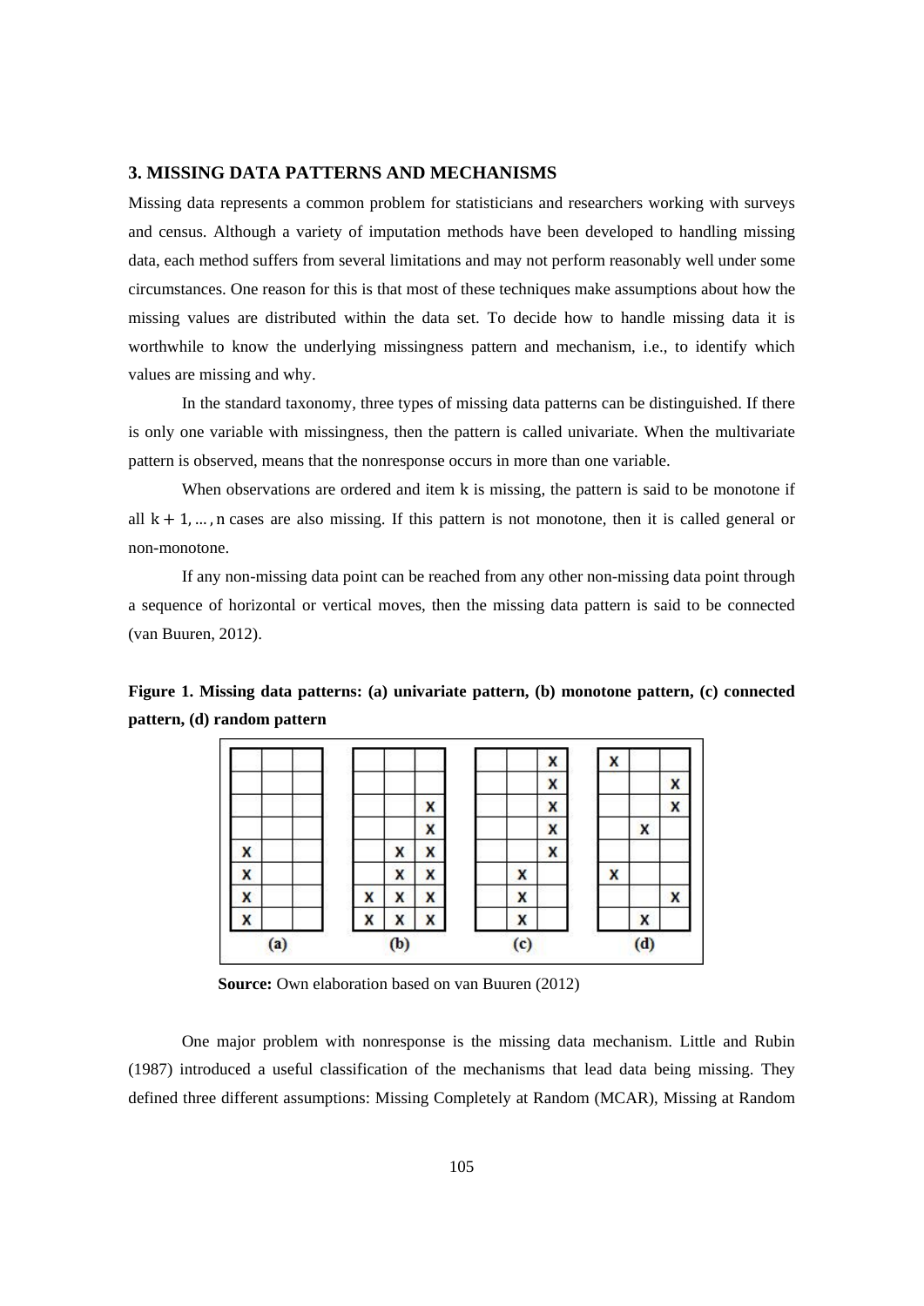## 3. MISSING DATA PATTERNS AND MECHANISMS

Missing data represents a common problem for statisticians and researchers working with surveys and census. Although a variety of imputation methods have been developed to handling missing data, each method suffers from several limitations and may not perform reasonably well under some circumstances. One reason for this is that most of these techniques make assumptions about how the missing values are distributed within the data set. To decide how to handle missing data it is worthwhile to know the underlying missingness pattern and mechanism, i.e., to identify which values are missing and why.

In the standard taxonomy, three types of missing data patterns can be distinguished. If there is only one variable with missingness, then the pattern is called univariate. When the multivariate pattern is observed, means that the nonresponse occurs in more than one variable.

When observations are ordered and item k is missing, the pattern is said to be monotone if all $k + 1, \ldots, n$ cases are also missing. If this pattern is not monotone, then it is called general or non-monotone.

If any non-missing data point can be reached from any other non-missing data point through a sequence of horizontal or vertical moves, then the missing data pattern is said to be connected (van Buuren, 2012).

**Figure 1. Missing data patterns: (a) univariate pattern, (b) monotone pattern, (c) connected pattern, (d) random pattern**

| (a) | | | | (b) | | | | (c) | | | | (d) | | |
|---|---|---|---|---|---|---|---|---|---|---|---|---|---|---|
| | | | | | | | | | | X | | X | | |
| | | | | | | | | | | X | | | | X |
| | | | | | | X | | | | X | | | | X |
| | | | | | | X | | | | X | | | X | |
| X | | | | | X | X | | | | X | | | | |
| X | | | | | X | X | | | X | | | X | | |
| X | | | | X | X | X | | | X | | | | | X |
| X | | | | X | X | X | | | X | | | | X | |

**Source:** Own elaboration based on van Buuren (2012)

One major problem with nonresponse is the missing data mechanism. Little and Rubin (1987) introduced a useful classification of the mechanisms that lead data being missing. They defined three different assumptions: Missing Completely at Random (MCAR), Missing at Random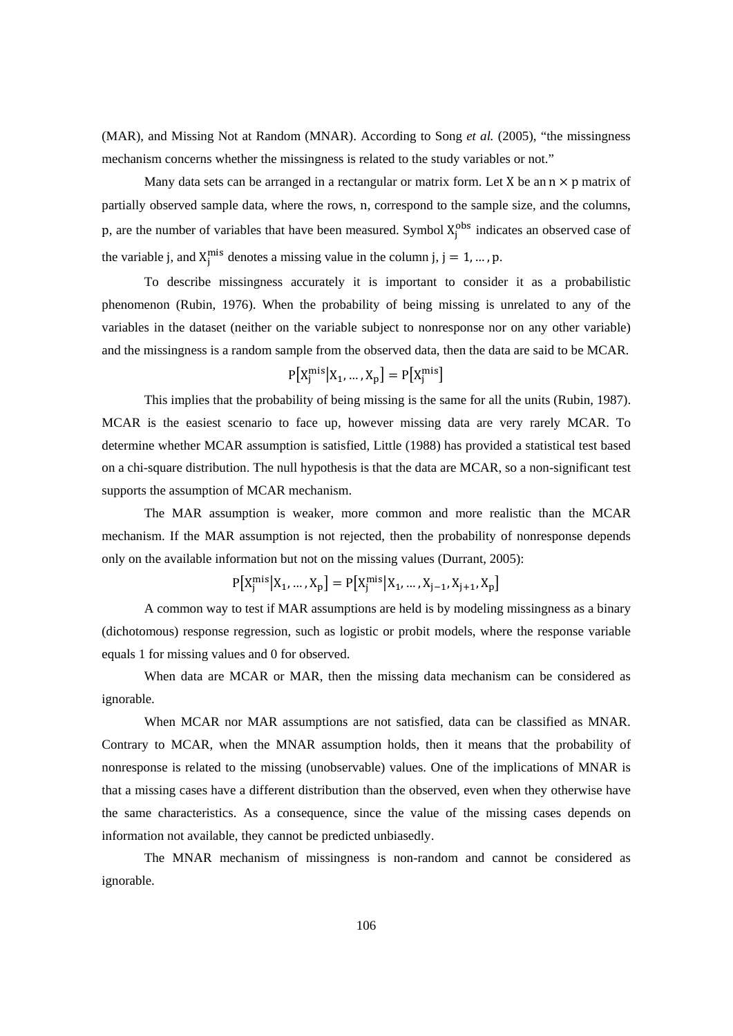(MAR), and Missing Not at Random (MNAR). According to Song *et al.* (2005), "the missingness mechanism concerns whether the missingness is related to the study variables or not."

Many data sets can be arranged in a rectangular or matrix form. Let X be an $n \times p$ matrix of partially observed sample data, where the rows, n, correspond to the sample size, and the columns, p, are the number of variables that have been measured. Symbol $X_j^{obs}$ indicates an observed case of the variable j, and $X_j^{mis}$ denotes a missing value in the column j, $j = 1, \ldots, p$.

To describe missingness accurately it is important to consider it as a probabilistic phenomenon (Rubin, 1976). When the probability of being missing is unrelated to any of the variables in the dataset (neither on the variable subject to nonresponse nor on any other variable) and the missingness is a random sample from the observed data, then the data are said to be MCAR.

$$P\left[X_j^{mis} \middle| X_1, \ldots, X_p\right] = P\left[X_j^{mis}\right]$$

This implies that the probability of being missing is the same for all the units (Rubin, 1987). MCAR is the easiest scenario to face up, however missing data are very rarely MCAR. To determine whether MCAR assumption is satisfied, Little (1988) has provided a statistical test based on a chi-square distribution. The null hypothesis is that the data are MCAR, so a non-significant test supports the assumption of MCAR mechanism.

The MAR assumption is weaker, more common and more realistic than the MCAR mechanism. If the MAR assumption is not rejected, then the probability of nonresponse depends only on the available information but not on the missing values (Durrant, 2005):

$$P\left[X_j^{mis} \middle| X_1, \ldots, X_p\right] = P\left[X_j^{mis} \middle| X_1, \ldots, X_{j-1}, X_{j+1}, X_p\right]$$

A common way to test if MAR assumptions are held is by modeling missingness as a binary (dichotomous) response regression, such as logistic or probit models, where the response variable equals 1 for missing values and 0 for observed.

When data are MCAR or MAR, then the missing data mechanism can be considered as ignorable.

When MCAR nor MAR assumptions are not satisfied, data can be classified as MNAR. Contrary to MCAR, when the MNAR assumption holds, then it means that the probability of nonresponse is related to the missing (unobservable) values. One of the implications of MNAR is that a missing cases have a different distribution than the observed, even when they otherwise have the same characteristics. As a consequence, since the value of the missing cases depends on information not available, they cannot be predicted unbiasedly.

The MNAR mechanism of missingness is non-random and cannot be considered as ignorable.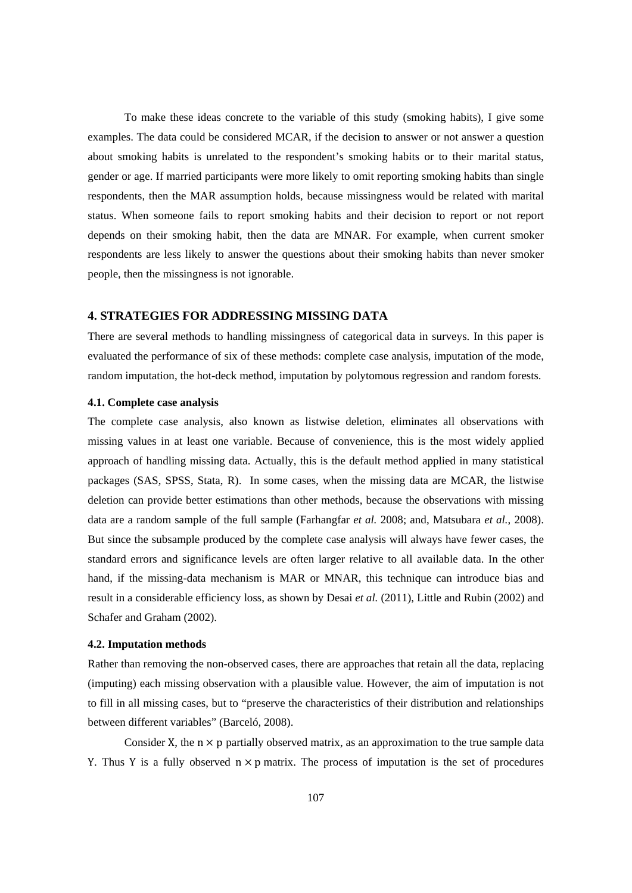To make these ideas concrete to the variable of this study (smoking habits), I give some examples. The data could be considered MCAR, if the decision to answer or not answer a question about smoking habits is unrelated to the respondent's smoking habits or to their marital status, gender or age. If married participants were more likely to omit reporting smoking habits than single respondents, then the MAR assumption holds, because missingness would be related with marital status. When someone fails to report smoking habits and their decision to report or not report depends on their smoking habit, then the data are MNAR. For example, when current smoker respondents are less likely to answer the questions about their smoking habits than never smoker people, then the missingness is not ignorable.

## 4. STRATEGIES FOR ADDRESSING MISSING DATA

There are several methods to handling missingness of categorical data in surveys. In this paper is evaluated the performance of six of these methods: complete case analysis, imputation of the mode, random imputation, the hot-deck method, imputation by polytomous regression and random forests.

### 4.1. Complete case analysis

The complete case analysis, also known as listwise deletion, eliminates all observations with missing values in at least one variable. Because of convenience, this is the most widely applied approach of handling missing data. Actually, this is the default method applied in many statistical packages (SAS, SPSS, Stata, R). In some cases, when the missing data are MCAR, the listwise deletion can provide better estimations than other methods, because the observations with missing data are a random sample of the full sample (Farhangfar *et al.* 2008; and, Matsubara *et al.*, 2008). But since the subsample produced by the complete case analysis will always have fewer cases, the standard errors and significance levels are often larger relative to all available data. In the other hand, if the missing-data mechanism is MAR or MNAR, this technique can introduce bias and result in a considerable efficiency loss, as shown by Desai *et al.* (2011), Little and Rubin (2002) and Schafer and Graham (2002).

### 4.2. Imputation methods

Rather than removing the non-observed cases, there are approaches that retain all the data, replacing (imputing) each missing observation with a plausible value. However, the aim of imputation is not to fill in all missing cases, but to "preserve the characteristics of their distribution and relationships between different variables" (Barceló, 2008).

Consider X, the $n \times p$ partially observed matrix, as an approximation to the true sample data Y. Thus Y is a fully observed $n \times p$ matrix. The process of imputation is the set of procedures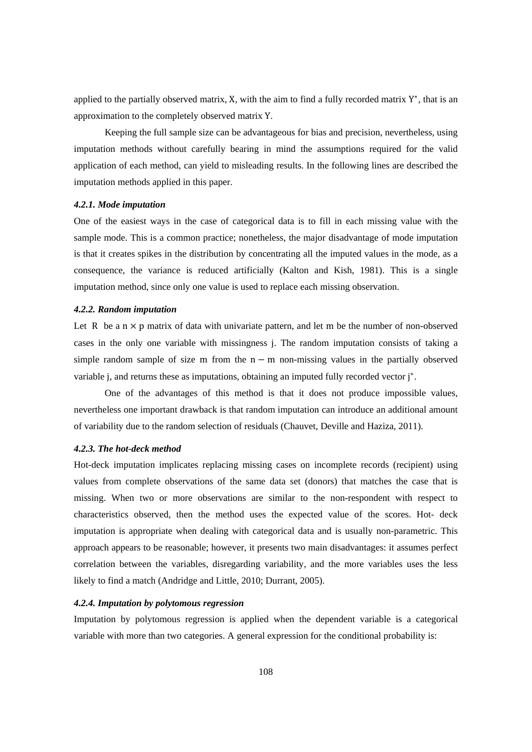applied to the partially observed matrix, $X$, with the aim to find a fully recorded matrix $Y^*$, that is an approximation to the completely observed matrix $Y$.

Keeping the full sample size can be advantageous for bias and precision, nevertheless, using imputation methods without carefully bearing in mind the assumptions required for the valid application of each method, can yield to misleading results. In the following lines are described the imputation methods applied in this paper.

#### *4.2.1. Mode imputation*

One of the easiest ways in the case of categorical data is to fill in each missing value with the sample mode. This is a common practice; nonetheless, the major disadvantage of mode imputation is that it creates spikes in the distribution by concentrating all the imputed values in the mode, as a consequence, the variance is reduced artificially (Kalton and Kish, 1981). This is a single imputation method, since only one value is used to replace each missing observation.

#### *4.2.2. Random imputation*

Let $R$ be a $n \times p$ matrix of data with univariate pattern, and let $m$ be the number of non-observed cases in the only one variable with missingness $j$. The random imputation consists of taking a simple random sample of size $m$ from the $n - m$ non-missing values in the partially observed variable $j$, and returns these as imputations, obtaining an imputed fully recorded vector $j^*$.

One of the advantages of this method is that it does not produce impossible values, nevertheless one important drawback is that random imputation can introduce an additional amount of variability due to the random selection of residuals (Chauvet, Deville and Haziza, 2011).

#### *4.2.3. The hot-deck method*

Hot-deck imputation implicates replacing missing cases on incomplete records (recipient) using values from complete observations of the same data set (donors) that matches the case that is missing. When two or more observations are similar to the non-respondent with respect to characteristics observed, then the method uses the expected value of the scores. Hot- deck imputation is appropriate when dealing with categorical data and is usually non-parametric. This approach appears to be reasonable; however, it presents two main disadvantages: it assumes perfect correlation between the variables, disregarding variability, and the more variables uses the less likely to find a match (Andridge and Little, 2010; Durrant, 2005).

#### *4.2.4. Imputation by polytomous regression*

Imputation by polytomous regression is applied when the dependent variable is a categorical variable with more than two categories. A general expression for the conditional probability is: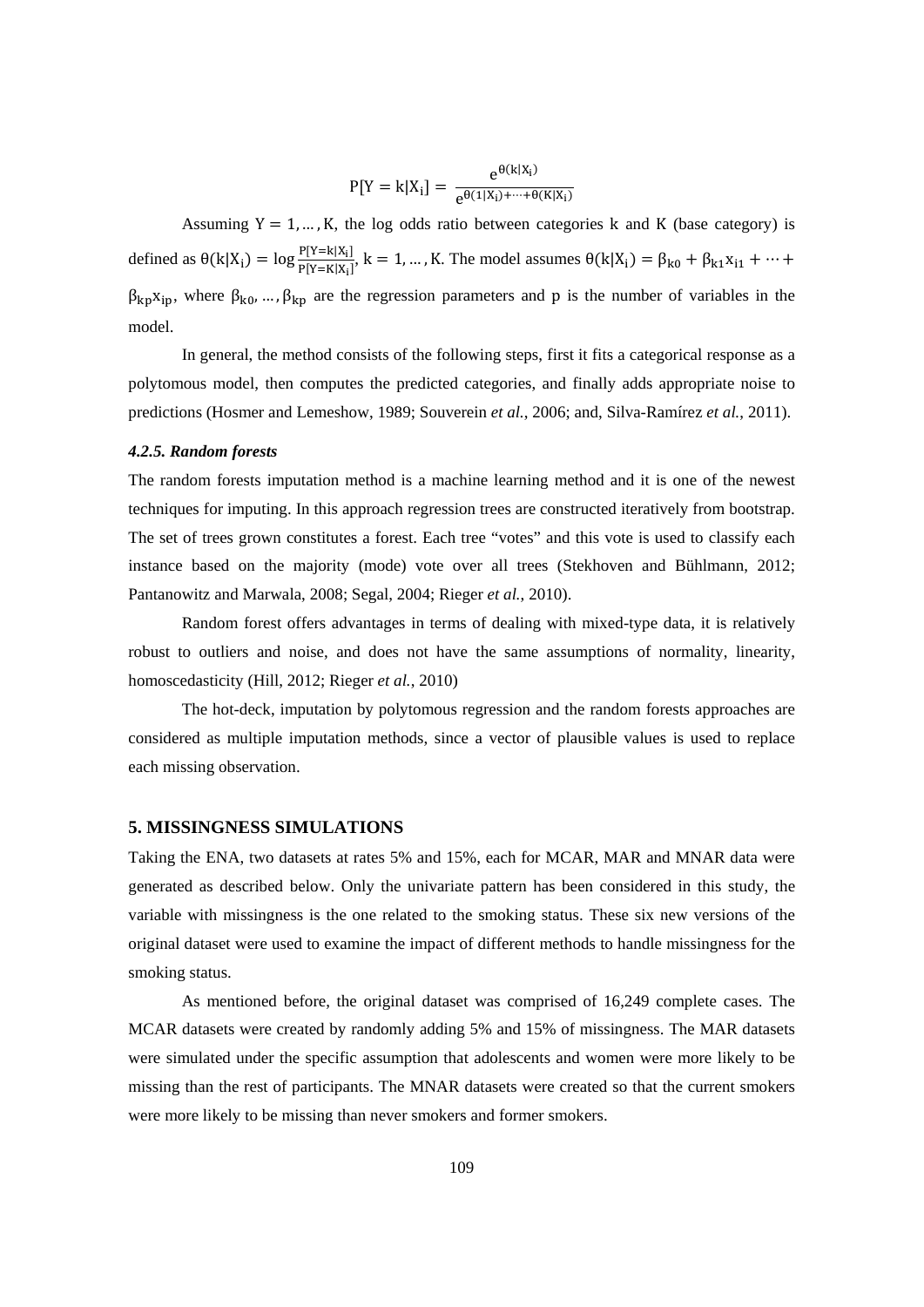$$P[Y = k|X_i] = \frac{e^{\theta(k|X_i)}}{e^{\theta(1|X_i)+\cdots+\theta(K|X_i)}}$$

Assuming $Y = 1, \dots, K$, the log odds ratio between categories k and K (base category) is defined as $\theta(k|X_i) = \log \frac{P[Y=k|X_i]}{P[Y=K|X_i]}$, $k = 1, \dots, K$. The model assumes $\theta(k|X_i) = \beta_{k0} + \beta_{k1}x_{i1} + \cdots + \beta_{kp}x_{ip}$, where $\beta_{k0}, \dots, \beta_{kp}$ are the regression parameters and p is the number of variables in the model.

In general, the method consists of the following steps, first it fits a categorical response as a polytomous model, then computes the predicted categories, and finally adds appropriate noise to predictions (Hosmer and Lemeshow, 1989; Souverein *et al.*, 2006; and, Silva-Ramírez *et al.*, 2011).

#### *4.2.5. Random forests*

The random forests imputation method is a machine learning method and it is one of the newest techniques for imputing. In this approach regression trees are constructed iteratively from bootstrap. The set of trees grown constitutes a forest. Each tree "votes" and this vote is used to classify each instance based on the majority (mode) vote over all trees (Stekhoven and Bühlmann, 2012; Pantanowitz and Marwala, 2008; Segal, 2004; Rieger *et al.*, 2010).

Random forest offers advantages in terms of dealing with mixed-type data, it is relatively robust to outliers and noise, and does not have the same assumptions of normality, linearity, homoscedasticity (Hill, 2012; Rieger *et al.*, 2010)

The hot-deck, imputation by polytomous regression and the random forests approaches are considered as multiple imputation methods, since a vector of plausible values is used to replace each missing observation.

## 5. MISSINGNESS SIMULATIONS

Taking the ENA, two datasets at rates 5% and 15%, each for MCAR, MAR and MNAR data were generated as described below. Only the univariate pattern has been considered in this study, the variable with missingness is the one related to the smoking status. These six new versions of the original dataset were used to examine the impact of different methods to handle missingness for the smoking status.

As mentioned before, the original dataset was comprised of 16,249 complete cases. The MCAR datasets were created by randomly adding 5% and 15% of missingness. The MAR datasets were simulated under the specific assumption that adolescents and women were more likely to be missing than the rest of participants. The MNAR datasets were created so that the current smokers were more likely to be missing than never smokers and former smokers.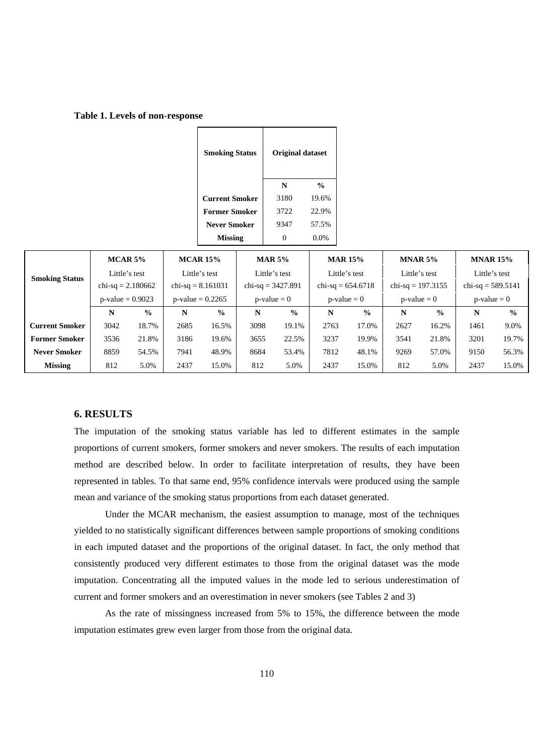**Table 1. Levels of non-response**

| Smoking Status | Original dataset | |
|---|---|---|
| | N | % |
| Current Smoker | 3180 | 19.6% |
| Former Smoker | 3722 | 22.9% |
| Never Smoker | 9347 | 57.5% |
| Missing | 0 | 0.0% |

| Smoking Status | MCAR 5% | | MCAR 15% | | MAR 5% | | MAR 15% | | MNAR 5% | | MNAR 15% | |
|---|---|---|---|---|---|---|---|---|---|---|---|---|
| | Little's test chi-sq = 2.180662 p-value = 0.9023 | | Little's test chi-sq = 8.161031 p-value = 0.2265 | | Little's test chi-sq = 3427.891 p-value = 0 | | Little's test chi-sq = 654.6718 p-value = 0 | | Little's test chi-sq = 197.3155 p-value = 0 | | Little's test chi-sq = 589.5141 p-value = 0 | |
| | N | % | N | % | N | % | N | % | N | % | N | % |
| Current Smoker | 3042 | 18.7% | 2685 | 16.5% | 3098 | 19.1% | 2763 | 17.0% | 2627 | 16.2% | 1461 | 9.0% |
| Former Smoker | 3536 | 21.8% | 3186 | 19.6% | 3655 | 22.5% | 3237 | 19.9% | 3541 | 21.8% | 3201 | 19.7% |
| Never Smoker | 8859 | 54.5% | 7941 | 48.9% | 8684 | 53.4% | 7812 | 48.1% | 9269 | 57.0% | 9150 | 56.3% |
| Missing | 812 | 5.0% | 2437 | 15.0% | 812 | 5.0% | 2437 | 15.0% | 812 | 5.0% | 2437 | 15.0% |

## 6. RESULTS

The imputation of the smoking status variable has led to different estimates in the sample proportions of current smokers, former smokers and never smokers. The results of each imputation method are described below. In order to facilitate interpretation of results, they have been represented in tables. To that same end, 95% confidence intervals were produced using the sample mean and variance of the smoking status proportions from each dataset generated.

Under the MCAR mechanism, the easiest assumption to manage, most of the techniques yielded to no statistically significant differences between sample proportions of smoking conditions in each imputed dataset and the proportions of the original dataset. In fact, the only method that consistently produced very different estimates to those from the original dataset was the mode imputation. Concentrating all the imputed values in the mode led to serious underestimation of current and former smokers and an overestimation in never smokers (see Tables 2 and 3)

As the rate of missingness increased from 5% to 15%, the difference between the mode imputation estimates grew even larger from those from the original data.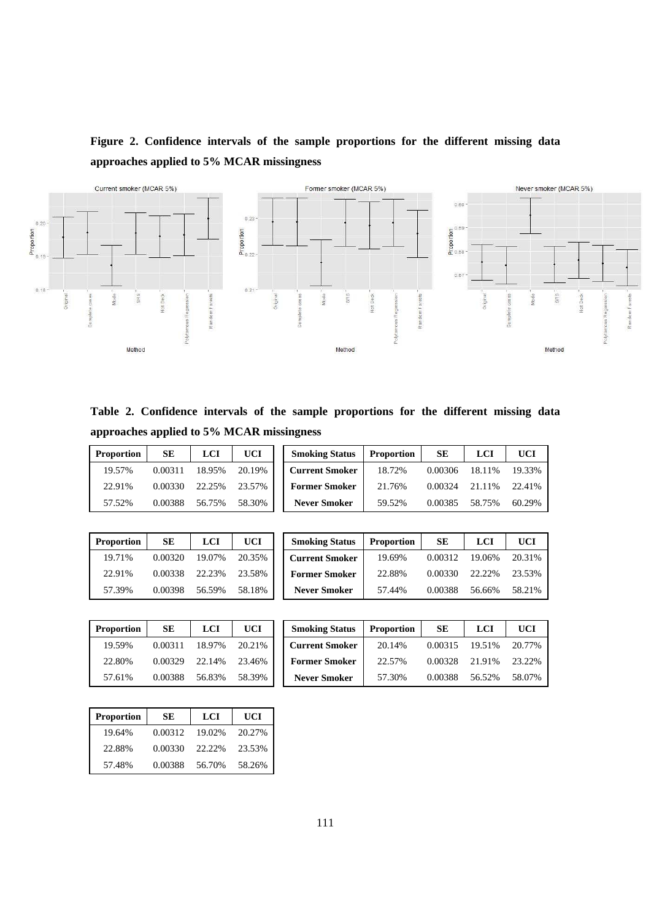**Figure 2. Confidence intervals of the sample proportions for the different missing data approaches applied to 5% MCAR missingness**

**Table 2. Confidence intervals of the sample proportions for the different missing data approaches applied to 5% MCAR missingness**

| Proportion | SE | LCI | UCI |
|---|---|---|---|
| 19.57% | 0.00311 | 18.95% | 20.19% |
| 22.91% | 0.00330 | 22.25% | 23.57% |
| 57.52% | 0.00388 | 56.75% | 58.30% |

| Smoking Status | Proportion | SE | LCI | UCI |
|---|---|---|---|---|
| Current Smoker | 18.72% | 0.00306 | 18.11% | 19.33% |
| Former Smoker | 21.76% | 0.00324 | 21.11% | 22.41% |
| Never Smoker | 59.52% | 0.00385 | 58.75% | 60.29% |

| Proportion | SE | LCI | UCI |
|---|---|---|---|
| 19.71% | 0.00320 | 19.07% | 20.35% |
| 22.91% | 0.00338 | 22.23% | 23.58% |
| 57.39% | 0.00398 | 56.59% | 58.18% |

| Smoking Status | Proportion | SE | LCI | UCI |
|---|---|---|---|---|
| Current Smoker | 19.69% | 0.00312 | 19.06% | 20.31% |
| Former Smoker | 22.88% | 0.00330 | 22.22% | 23.53% |
| Never Smoker | 57.44% | 0.00388 | 56.66% | 58.21% |

| Proportion | SE | LCI | UCI |
|---|---|---|---|
| 19.59% | 0.00311 | 18.97% | 20.21% |
| 22.80% | 0.00329 | 22.14% | 23.46% |
| 57.61% | 0.00388 | 56.83% | 58.39% |

| Smoking Status | Proportion | SE | LCI | UCI |
|---|---|---|---|---|
| Current Smoker | 20.14% | 0.00315 | 19.51% | 20.77% |
| Former Smoker | 22.57% | 0.00328 | 21.91% | 23.22% |
| Never Smoker | 57.30% | 0.00388 | 56.52% | 58.07% |

| Proportion | SE | LCI | UCI |
|---|---|---|---|
| 19.64% | 0.00312 | 19.02% | 20.27% |
| 22.88% | 0.00330 | 22.22% | 23.53% |
| 57.48% | 0.00388 | 56.70% | 58.26% |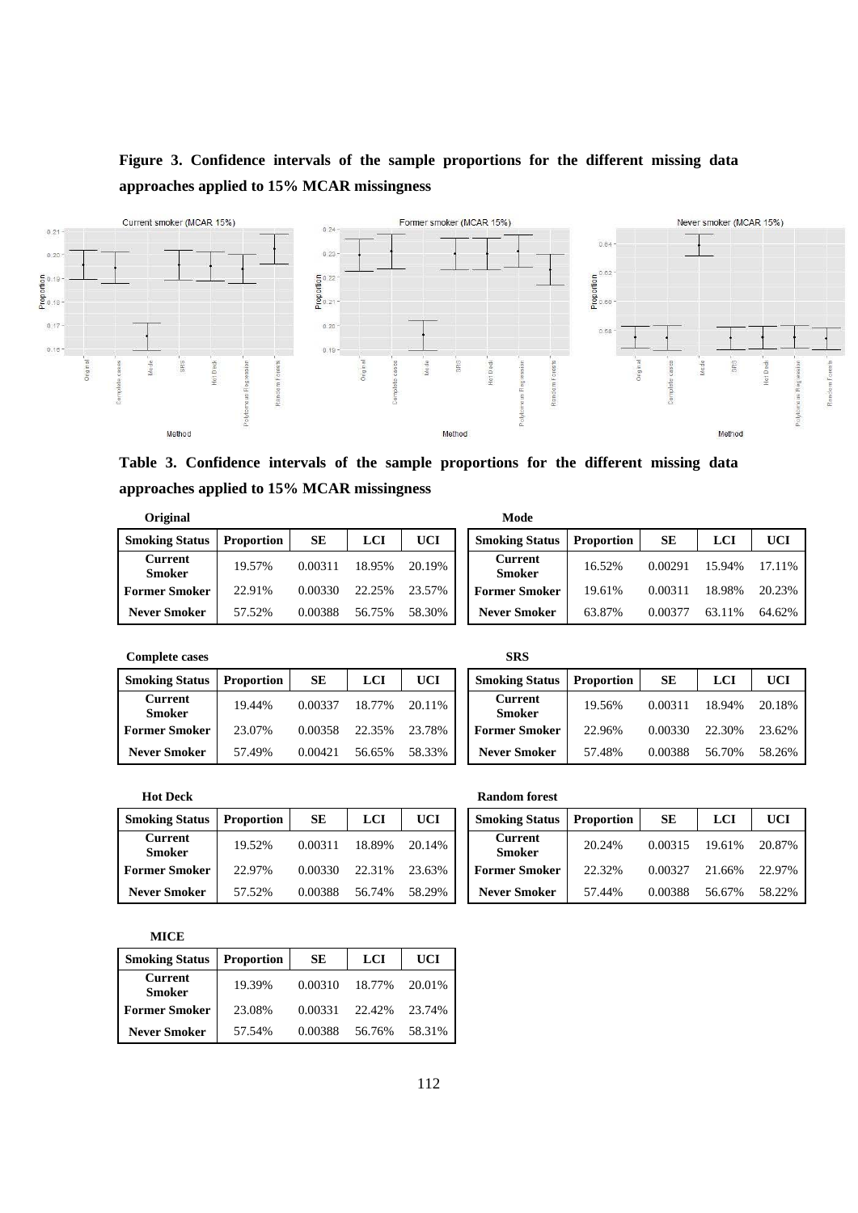**Figure 3. Confidence intervals of the sample proportions for the different missing data approaches applied to 15% MCAR missingness**

**Table 3. Confidence intervals of the sample proportions for the different missing data approaches applied to 15% MCAR missingness**

**Original**

| Smoking Status | Proportion | SE | LCI | UCI |
|---|---|---|---|---|
| Current Smoker | 19.57% | 0.00311 | 18.95% | 20.19% |
| Former Smoker | 22.91% | 0.00330 | 22.25% | 23.57% |
| Never Smoker | 57.52% | 0.00388 | 56.75% | 58.30% |

**Mode**

| Smoking Status | Proportion | SE | LCI | UCI |
|---|---|---|---|---|
| Current Smoker | 16.52% | 0.00291 | 15.94% | 17.11% |
| Former Smoker | 19.61% | 0.00311 | 18.98% | 20.23% |
| Never Smoker | 63.87% | 0.00377 | 63.11% | 64.62% |

**Complete cases**

| Smoking Status | Proportion | SE | LCI | UCI |
|---|---|---|---|---|
| Current Smoker | 19.44% | 0.00337 | 18.77% | 20.11% |
| Former Smoker | 23.07% | 0.00358 | 22.35% | 23.78% |
| Never Smoker | 57.49% | 0.00421 | 56.65% | 58.33% |

**SRS**

| Smoking Status | Proportion | SE | LCI | UCI |
|---|---|---|---|---|
| Current Smoker | 19.56% | 0.00311 | 18.94% | 20.18% |
| Former Smoker | 22.96% | 0.00330 | 22.30% | 23.62% |
| Never Smoker | 57.48% | 0.00388 | 56.70% | 58.26% |

**Hot Deck**

| Smoking Status | Proportion | SE | LCI | UCI |
|---|---|---|---|---|
| Current Smoker | 19.52% | 0.00311 | 18.89% | 20.14% |
| Former Smoker | 22.97% | 0.00330 | 22.31% | 23.63% |
| Never Smoker | 57.52% | 0.00388 | 56.74% | 58.29% |

**Random forest**

| Smoking Status | Proportion | SE | LCI | UCI |
|---|---|---|---|---|
| Current Smoker | 20.24% | 0.00315 | 19.61% | 20.87% |
| Former Smoker | 22.32% | 0.00327 | 21.66% | 22.97% |
| Never Smoker | 57.44% | 0.00388 | 56.67% | 58.22% |

**MICE**

| Smoking Status | Proportion | SE | LCI | UCI |
|---|---|---|---|---|
| Current Smoker | 19.39% | 0.00310 | 18.77% | 20.01% |
| Former Smoker | 23.08% | 0.00331 | 22.42% | 23.74% |
| Never Smoker | 57.54% | 0.00388 | 56.76% | 58.31% |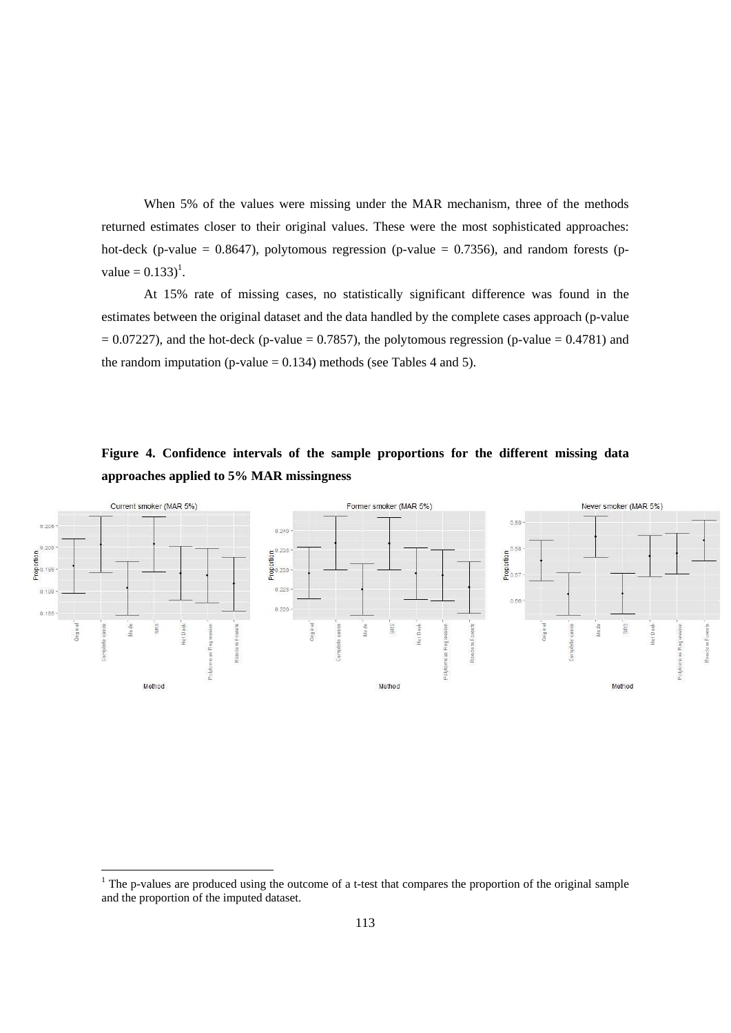When 5% of the values were missing under the MAR mechanism, three of the methods returned estimates closer to their original values. These were the most sophisticated approaches: hot-deck (p-value = 0.8647), polytomous regression (p-value = 0.7356), and random forests (p-value = 0.133)[1].

At 15% rate of missing cases, no statistically significant difference was found in the estimates between the original dataset and the data handled by the complete cases approach (p-value = 0.07227), and the hot-deck (p-value = 0.7857), the polytomous regression (p-value = 0.4781) and the random imputation (p-value = 0.134) methods (see Tables 4 and 5).

**Figure 4. Confidence intervals of the sample proportions for the different missing data approaches applied to 5% MAR missingness**

[1] The p-values are produced using the outcome of a t-test that compares the proportion of the original sample and the proportion of the imputed dataset.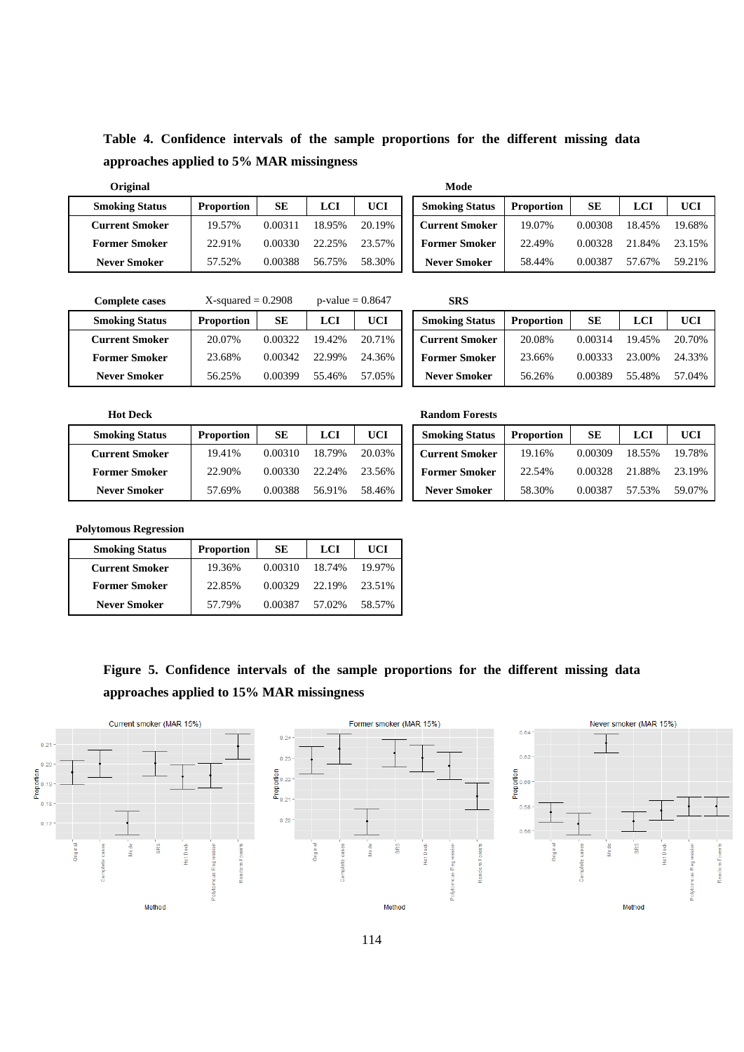**Table 4. Confidence intervals of the sample proportions for the different missing data approaches applied to 5% MAR missingness**

**Original**

| Smoking Status | Proportion | SE | LCI | UCI |
|---|---|---|---|---|
| Current Smoker | 19.57% | 0.00311 | 18.95% | 20.19% |
| Former Smoker | 22.91% | 0.00330 | 22.25% | 23.57% |
| Never Smoker | 57.52% | 0.00388 | 56.75% | 58.30% |

**Mode**

| Smoking Status | Proportion | SE | LCI | UCI |
|---|---|---|---|---|
| Current Smoker | 19.07% | 0.00308 | 18.45% | 19.68% |
| Former Smoker | 22.49% | 0.00328 | 21.84% | 23.15% |
| Never Smoker | 58.44% | 0.00387 | 57.67% | 59.21% |

**Complete cases** X-squared = 0.2908 p-value = 0.8647

| Smoking Status | Proportion | SE | LCI | UCI |
|---|---|---|---|---|
| Current Smoker | 20.07% | 0.00322 | 19.42% | 20.71% |
| Former Smoker | 23.68% | 0.00342 | 22.99% | 24.36% |
| Never Smoker | 56.25% | 0.00399 | 55.46% | 57.05% |

**SRS**

| Smoking Status | Proportion | SE | LCI | UCI |
|---|---|---|---|---|
| Current Smoker | 20.08% | 0.00314 | 19.45% | 20.70% |
| Former Smoker | 23.66% | 0.00333 | 23.00% | 24.33% |
| Never Smoker | 56.26% | 0.00389 | 55.48% | 57.04% |

**Hot Deck**

| Smoking Status | Proportion | SE | LCI | UCI |
|---|---|---|---|---|
| Current Smoker | 19.41% | 0.00310 | 18.79% | 20.03% |
| Former Smoker | 22.90% | 0.00330 | 22.24% | 23.56% |
| Never Smoker | 57.69% | 0.00388 | 56.91% | 58.46% |

**Random Forests**

| Smoking Status | Proportion | SE | LCI | UCI |
|---|---|---|---|---|
| Current Smoker | 19.16% | 0.00309 | 18.55% | 19.78% |
| Former Smoker | 22.54% | 0.00328 | 21.88% | 23.19% |
| Never Smoker | 58.30% | 0.00387 | 57.53% | 59.07% |

**Polytomous Regression**

| Smoking Status | Proportion | SE | LCI | UCI |
|---|---|---|---|---|
| Current Smoker | 19.36% | 0.00310 | 18.74% | 19.97% |
| Former Smoker | 22.85% | 0.00329 | 22.19% | 23.51% |
| Never Smoker | 57.79% | 0.00387 | 57.02% | 58.57% |

**Figure 5. Confidence intervals of the sample proportions for the different missing data approaches applied to 15% MAR missingness**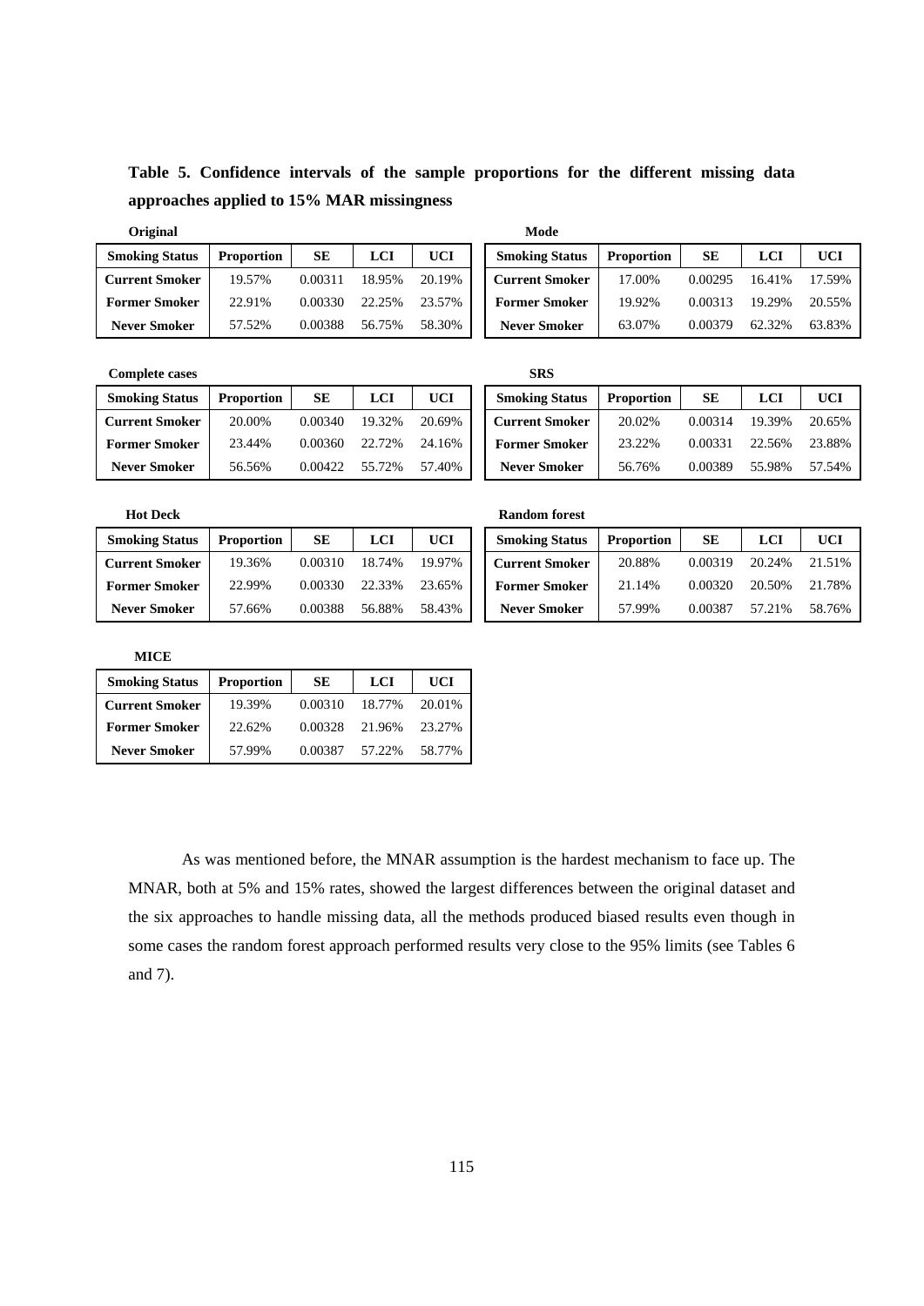**Table 5. Confidence intervals of the sample proportions for the different missing data approaches applied to 15% MAR missingness**

**Original**

| Smoking Status | Proportion | SE | LCI | UCI |
|---|---|---|---|---|
| **Current Smoker** | 19.57% | 0.00311 | 18.95% | 20.19% |
| **Former Smoker** | 22.91% | 0.00330 | 22.25% | 23.57% |
| **Never Smoker** | 57.52% | 0.00388 | 56.75% | 58.30% |

**Mode**

| Smoking Status | Proportion | SE | LCI | UCI |
|---|---|---|---|---|
| **Current Smoker** | 17.00% | 0.00295 | 16.41% | 17.59% |
| **Former Smoker** | 19.92% | 0.00313 | 19.29% | 20.55% |
| **Never Smoker** | 63.07% | 0.00379 | 62.32% | 63.83% |

**Complete cases**

| Smoking Status | Proportion | SE | LCI | UCI |
|---|---|---|---|---|
| **Current Smoker** | 20.00% | 0.00340 | 19.32% | 20.69% |
| **Former Smoker** | 23.44% | 0.00360 | 22.72% | 24.16% |
| **Never Smoker** | 56.56% | 0.00422 | 55.72% | 57.40% |

**SRS**

| Smoking Status | Proportion | SE | LCI | UCI |
|---|---|---|---|---|
| **Current Smoker** | 20.02% | 0.00314 | 19.39% | 20.65% |
| **Former Smoker** | 23.22% | 0.00331 | 22.56% | 23.88% |
| **Never Smoker** | 56.76% | 0.00389 | 55.98% | 57.54% |

**Hot Deck**

| Smoking Status | Proportion | SE | LCI | UCI |
|---|---|---|---|---|
| **Current Smoker** | 19.36% | 0.00310 | 18.74% | 19.97% |
| **Former Smoker** | 22.99% | 0.00330 | 22.33% | 23.65% |
| **Never Smoker** | 57.66% | 0.00388 | 56.88% | 58.43% |

**Random forest**

| Smoking Status | Proportion | SE | LCI | UCI |
|---|---|---|---|---|
| **Current Smoker** | 20.88% | 0.00319 | 20.24% | 21.51% |
| **Former Smoker** | 21.14% | 0.00320 | 20.50% | 21.78% |
| **Never Smoker** | 57.99% | 0.00387 | 57.21% | 58.76% |

**MICE**

| Smoking Status | Proportion | SE | LCI | UCI |
|---|---|---|---|---|
| **Current Smoker** | 19.39% | 0.00310 | 18.77% | 20.01% |
| **Former Smoker** | 22.62% | 0.00328 | 21.96% | 23.27% |
| **Never Smoker** | 57.99% | 0.00387 | 57.22% | 58.77% |

As was mentioned before, the MNAR assumption is the hardest mechanism to face up. The MNAR, both at 5% and 15% rates, showed the largest differences between the original dataset and the six approaches to handle missing data, all the methods produced biased results even though in some cases the random forest approach performed results very close to the 95% limits (see Tables 6 and 7).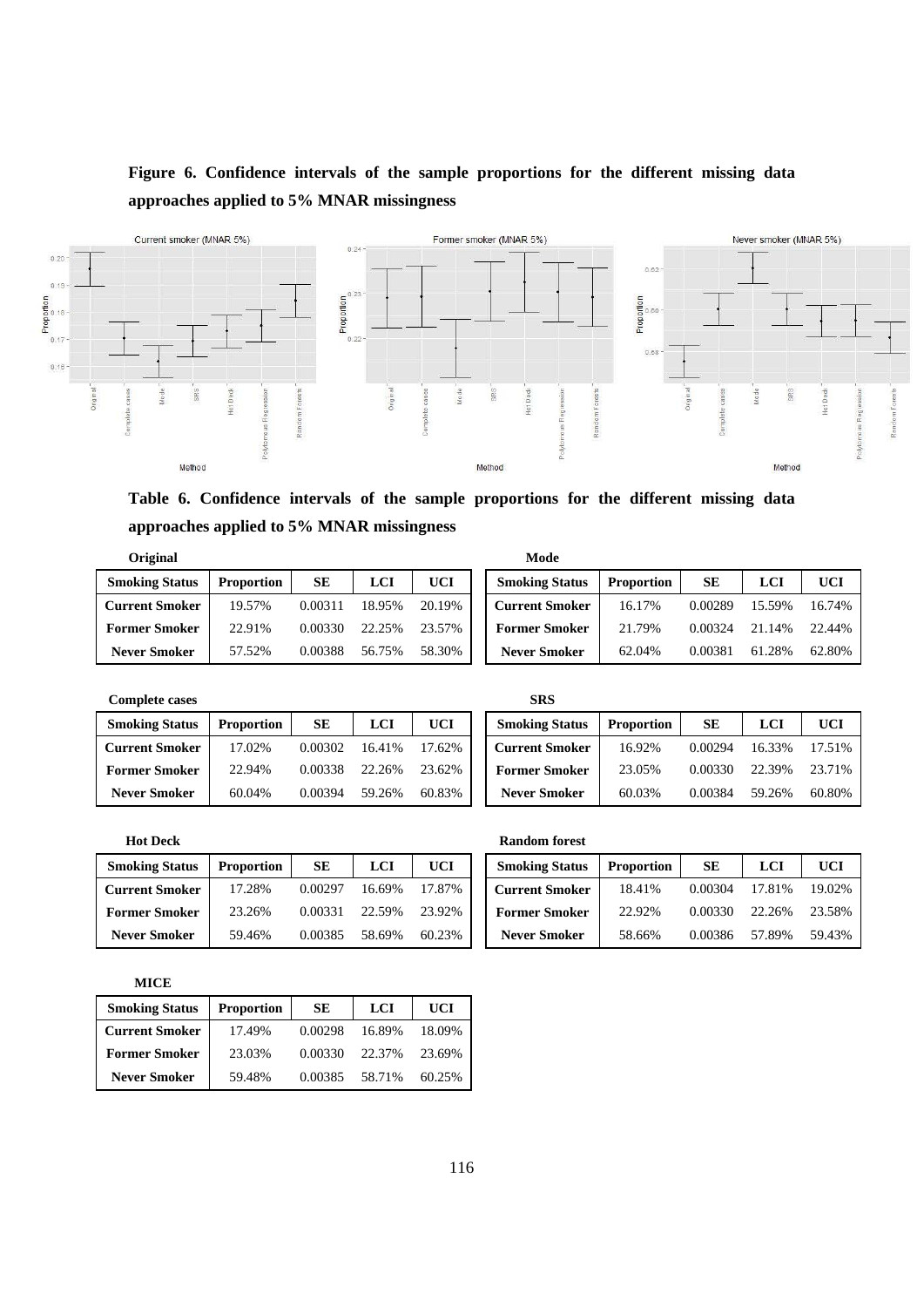**Figure 6. Confidence intervals of the sample proportions for the different missing data approaches applied to 5% MNAR missingness**

**Table 6. Confidence intervals of the sample proportions for the different missing data approaches applied to 5% MNAR missingness**

**Original**

| Smoking Status | Proportion | SE | LCI | UCI |
|---|---|---|---|---|
| Current Smoker | 19.57% | 0.00311 | 18.95% | 20.19% |
| Former Smoker | 22.91% | 0.00330 | 22.25% | 23.57% |
| Never Smoker | 57.52% | 0.00388 | 56.75% | 58.30% |

**Mode**

| Smoking Status | Proportion | SE | LCI | UCI |
|---|---|---|---|---|
| Current Smoker | 16.17% | 0.00289 | 15.59% | 16.74% |
| Former Smoker | 21.79% | 0.00324 | 21.14% | 22.44% |
| Never Smoker | 62.04% | 0.00381 | 61.28% | 62.80% |

**Complete cases**

| Smoking Status | Proportion | SE | LCI | UCI |
|---|---|---|---|---|
| Current Smoker | 17.02% | 0.00302 | 16.41% | 17.62% |
| Former Smoker | 22.94% | 0.00338 | 22.26% | 23.62% |
| Never Smoker | 60.04% | 0.00394 | 59.26% | 60.83% |

**SRS**

| Smoking Status | Proportion | SE | LCI | UCI |
|---|---|---|---|---|
| Current Smoker | 16.92% | 0.00294 | 16.33% | 17.51% |
| Former Smoker | 23.05% | 0.00330 | 22.39% | 23.71% |
| Never Smoker | 60.03% | 0.00384 | 59.26% | 60.80% |

**Hot Deck**

| Smoking Status | Proportion | SE | LCI | UCI |
|---|---|---|---|---|
| Current Smoker | 17.28% | 0.00297 | 16.69% | 17.87% |
| Former Smoker | 23.26% | 0.00331 | 22.59% | 23.92% |
| Never Smoker | 59.46% | 0.00385 | 58.69% | 60.23% |

**Random forest**

| Smoking Status | Proportion | SE | LCI | UCI |
|---|---|---|---|---|
| Current Smoker | 18.41% | 0.00304 | 17.81% | 19.02% |
| Former Smoker | 22.92% | 0.00330 | 22.26% | 23.58% |
| Never Smoker | 58.66% | 0.00386 | 57.89% | 59.43% |

**MICE**

| Smoking Status | Proportion | SE | LCI | UCI |
|---|---|---|---|---|
| Current Smoker | 17.49% | 0.00298 | 16.89% | 18.09% |
| Former Smoker | 23.03% | 0.00330 | 22.37% | 23.69% |
| Never Smoker | 59.48% | 0.00385 | 58.71% | 60.25% |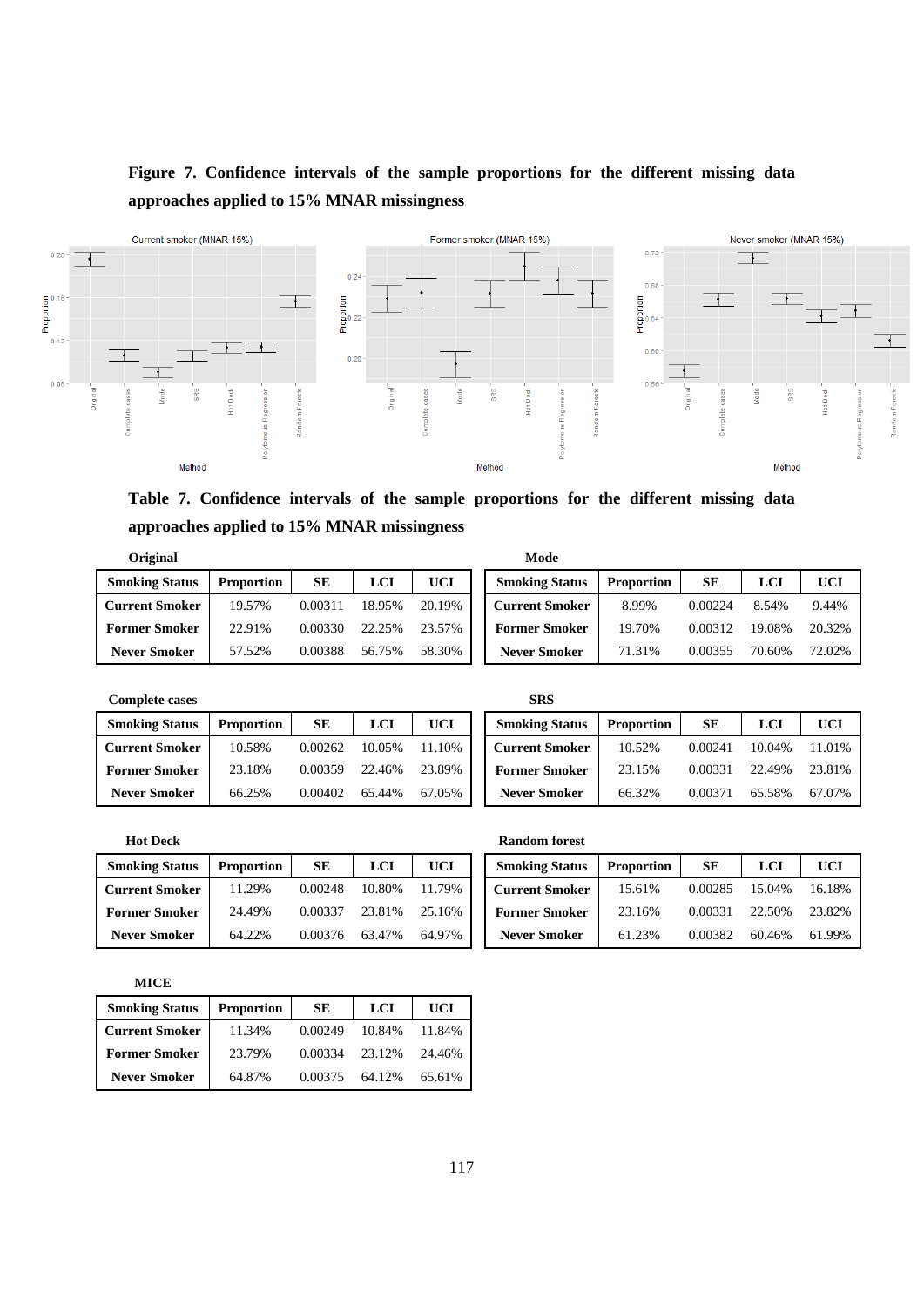**Figure 7. Confidence intervals of the sample proportions for the different missing data approaches applied to 15% MNAR missingness**

**Table 7. Confidence intervals of the sample proportions for the different missing data approaches applied to 15% MNAR missingness**

**Original**

| Smoking Status | Proportion | SE | LCI | UCI |
|---|---|---|---|---|
| Current Smoker | 19.57% | 0.00311 | 18.95% | 20.19% |
| Former Smoker | 22.91% | 0.00330 | 22.25% | 23.57% |
| Never Smoker | 57.52% | 0.00388 | 56.75% | 58.30% |

**Mode**

| Smoking Status | Proportion | SE | LCI | UCI |
|---|---|---|---|---|
| Current Smoker | 8.99% | 0.00224 | 8.54% | 9.44% |
| Former Smoker | 19.70% | 0.00312 | 19.08% | 20.32% |
| Never Smoker | 71.31% | 0.00355 | 70.60% | 72.02% |

**Complete cases**

| Smoking Status | Proportion | SE | LCI | UCI |
|---|---|---|---|---|
| Current Smoker | 10.58% | 0.00262 | 10.05% | 11.10% |
| Former Smoker | 23.18% | 0.00359 | 22.46% | 23.89% |
| Never Smoker | 66.25% | 0.00402 | 65.44% | 67.05% |

**SRS**

| Smoking Status | Proportion | SE | LCI | UCI |
|---|---|---|---|---|
| Current Smoker | 10.52% | 0.00241 | 10.04% | 11.01% |
| Former Smoker | 23.15% | 0.00331 | 22.49% | 23.81% |
| Never Smoker | 66.32% | 0.00371 | 65.58% | 67.07% |

**Hot Deck**

| Smoking Status | Proportion | SE | LCI | UCI |
|---|---|---|---|---|
| Current Smoker | 11.29% | 0.00248 | 10.80% | 11.79% |
| Former Smoker | 24.49% | 0.00337 | 23.81% | 25.16% |
| Never Smoker | 64.22% | 0.00376 | 63.47% | 64.97% |

**Random forest**

| Smoking Status | Proportion | SE | LCI | UCI |
|---|---|---|---|---|
| Current Smoker | 15.61% | 0.00285 | 15.04% | 16.18% |
| Former Smoker | 23.16% | 0.00331 | 22.50% | 23.82% |
| Never Smoker | 61.23% | 0.00382 | 60.46% | 61.99% |

**MICE**

| Smoking Status | Proportion | SE | LCI | UCI |
|---|---|---|---|---|
| Current Smoker | 11.34% | 0.00249 | 10.84% | 11.84% |
| Former Smoker | 23.79% | 0.00334 | 23.12% | 24.46% |
| Never Smoker | 64.87% | 0.00375 | 64.12% | 65.61% |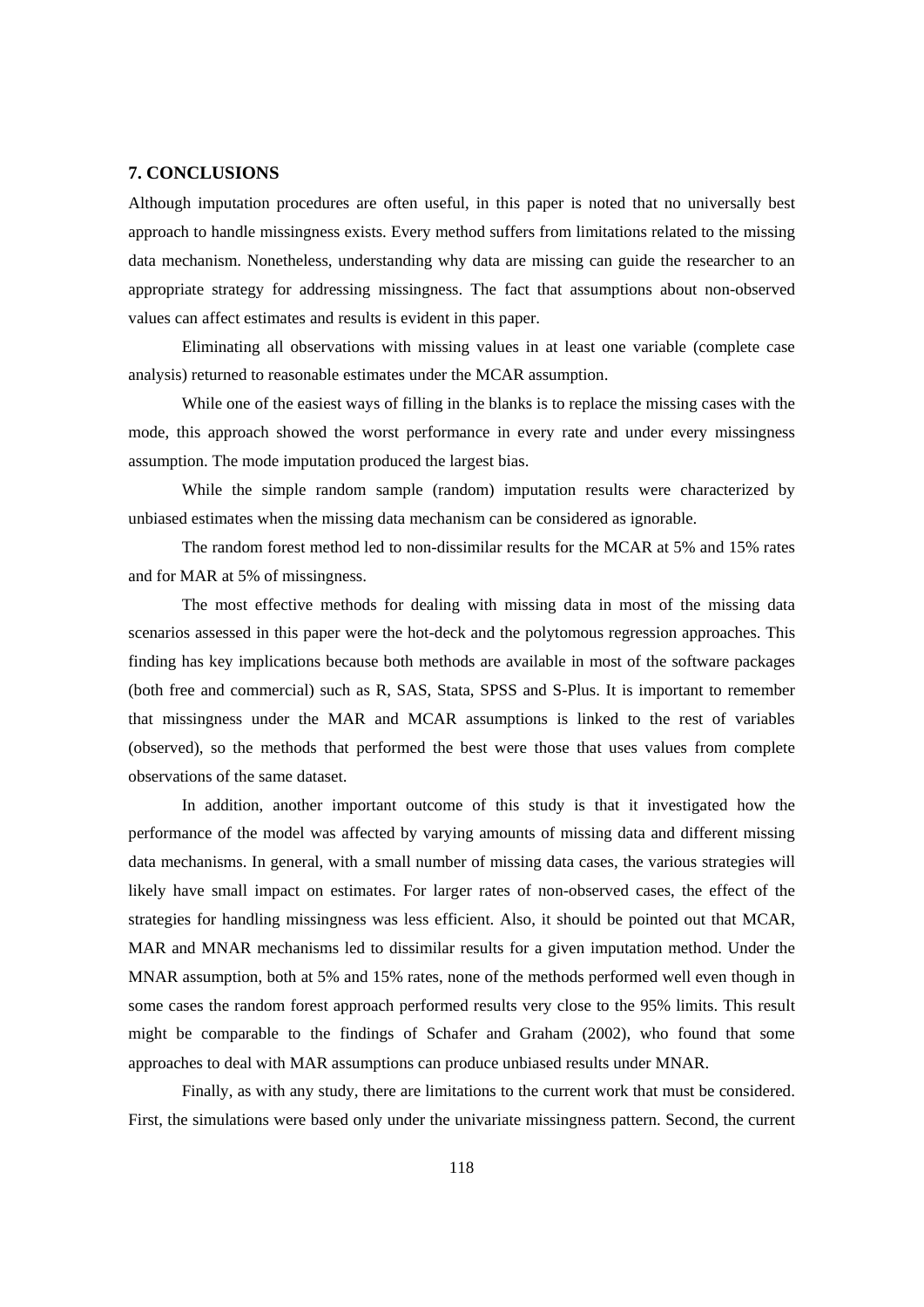## 7. CONCLUSIONS

Although imputation procedures are often useful, in this paper is noted that no universally best approach to handle missingness exists. Every method suffers from limitations related to the missing data mechanism. Nonetheless, understanding why data are missing can guide the researcher to an appropriate strategy for addressing missingness. The fact that assumptions about non-observed values can affect estimates and results is evident in this paper.

Eliminating all observations with missing values in at least one variable (complete case analysis) returned to reasonable estimates under the MCAR assumption.

While one of the easiest ways of filling in the blanks is to replace the missing cases with the mode, this approach showed the worst performance in every rate and under every missingness assumption. The mode imputation produced the largest bias.

While the simple random sample (random) imputation results were characterized by unbiased estimates when the missing data mechanism can be considered as ignorable.

The random forest method led to non-dissimilar results for the MCAR at 5% and 15% rates and for MAR at 5% of missingness.

The most effective methods for dealing with missing data in most of the missing data scenarios assessed in this paper were the hot-deck and the polytomous regression approaches. This finding has key implications because both methods are available in most of the software packages (both free and commercial) such as R, SAS, Stata, SPSS and S-Plus. It is important to remember that missingness under the MAR and MCAR assumptions is linked to the rest of variables (observed), so the methods that performed the best were those that uses values from complete observations of the same dataset.

In addition, another important outcome of this study is that it investigated how the performance of the model was affected by varying amounts of missing data and different missing data mechanisms. In general, with a small number of missing data cases, the various strategies will likely have small impact on estimates. For larger rates of non-observed cases, the effect of the strategies for handling missingness was less efficient. Also, it should be pointed out that MCAR, MAR and MNAR mechanisms led to dissimilar results for a given imputation method. Under the MNAR assumption, both at 5% and 15% rates, none of the methods performed well even though in some cases the random forest approach performed results very close to the 95% limits. This result might be comparable to the findings of Schafer and Graham (2002), who found that some approaches to deal with MAR assumptions can produce unbiased results under MNAR.

Finally, as with any study, there are limitations to the current work that must be considered. First, the simulations were based only under the univariate missingness pattern. Second, the current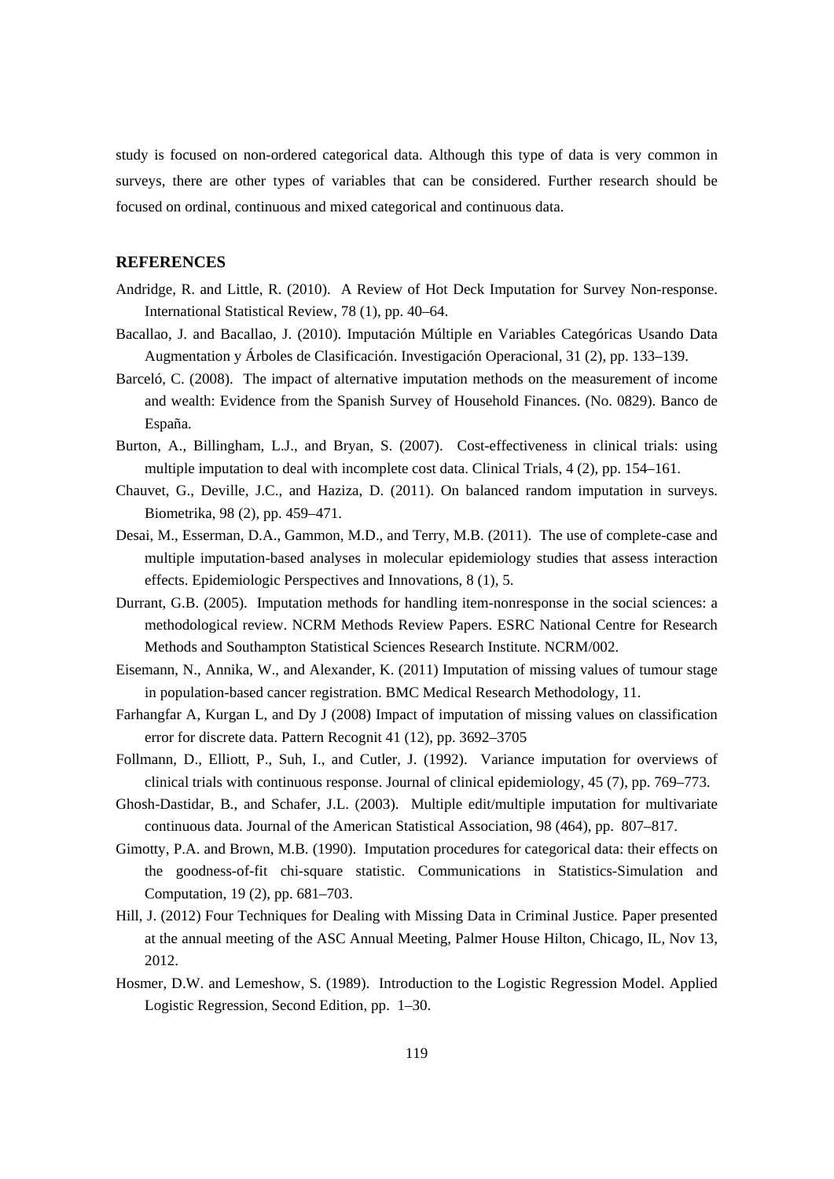study is focused on non-ordered categorical data. Although this type of data is very common in surveys, there are other types of variables that can be considered. Further research should be focused on ordinal, continuous and mixed categorical and continuous data.

## REFERENCES

Andridge, R. and Little, R. (2010). A Review of Hot Deck Imputation for Survey Non-response. International Statistical Review, 78 (1), pp. 40–64.

Bacallao, J. and Bacallao, J. (2010). Imputación Múltiple en Variables Categóricas Usando Data Augmentation y Árboles de Clasificación. Investigación Operacional, 31 (2), pp. 133–139.

Barceló, C. (2008). The impact of alternative imputation methods on the measurement of income and wealth: Evidence from the Spanish Survey of Household Finances. (No. 0829). Banco de España.

Burton, A., Billingham, L.J., and Bryan, S. (2007). Cost-effectiveness in clinical trials: using multiple imputation to deal with incomplete cost data. Clinical Trials, 4 (2), pp. 154–161.

Chauvet, G., Deville, J.C., and Haziza, D. (2011). On balanced random imputation in surveys. Biometrika, 98 (2), pp. 459–471.

Desai, M., Esserman, D.A., Gammon, M.D., and Terry, M.B. (2011). The use of complete-case and multiple imputation-based analyses in molecular epidemiology studies that assess interaction effects. Epidemiologic Perspectives and Innovations, 8 (1), 5.

Durrant, G.B. (2005). Imputation methods for handling item-nonresponse in the social sciences: a methodological review. NCRM Methods Review Papers. ESRC National Centre for Research Methods and Southampton Statistical Sciences Research Institute. NCRM/002.

Eisemann, N., Annika, W., and Alexander, K. (2011) Imputation of missing values of tumour stage in population-based cancer registration. BMC Medical Research Methodology, 11.

Farhangfar A, Kurgan L, and Dy J (2008) Impact of imputation of missing values on classification error for discrete data. Pattern Recognit 41 (12), pp. 3692–3705

Follmann, D., Elliott, P., Suh, I., and Cutler, J. (1992). Variance imputation for overviews of clinical trials with continuous response. Journal of clinical epidemiology, 45 (7), pp. 769–773.

Ghosh-Dastidar, B., and Schafer, J.L. (2003). Multiple edit/multiple imputation for multivariate continuous data. Journal of the American Statistical Association, 98 (464), pp. 807–817.

Gimotty, P.A. and Brown, M.B. (1990). Imputation procedures for categorical data: their effects on the goodness-of-fit chi-square statistic. Communications in Statistics-Simulation and Computation, 19 (2), pp. 681–703.

Hill, J. (2012) Four Techniques for Dealing with Missing Data in Criminal Justice. Paper presented at the annual meeting of the ASC Annual Meeting, Palmer House Hilton, Chicago, IL, Nov 13, 2012.

Hosmer, D.W. and Lemeshow, S. (1989). Introduction to the Logistic Regression Model. Applied Logistic Regression, Second Edition, pp. 1–30.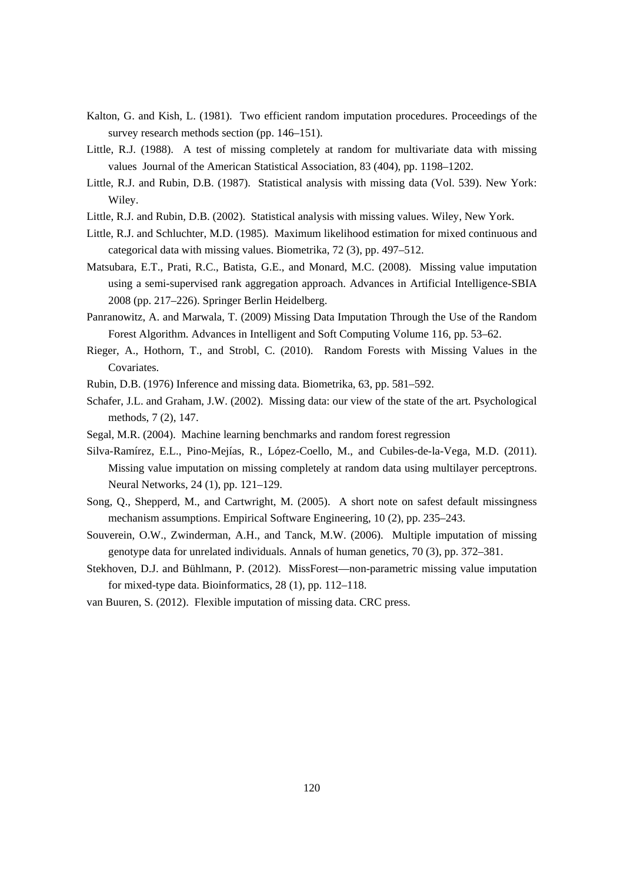Kalton, G. and Kish, L. (1981). Two efficient random imputation procedures. Proceedings of the survey research methods section (pp. 146–151).

Little, R.J. (1988). A test of missing completely at random for multivariate data with missing values Journal of the American Statistical Association, 83 (404), pp. 1198–1202.

Little, R.J. and Rubin, D.B. (1987). Statistical analysis with missing data (Vol. 539). New York: Wiley.

Little, R.J. and Rubin, D.B. (2002). Statistical analysis with missing values. Wiley, New York.

Little, R.J. and Schluchter, M.D. (1985). Maximum likelihood estimation for mixed continuous and categorical data with missing values. Biometrika, 72 (3), pp. 497–512.

Matsubara, E.T., Prati, R.C., Batista, G.E., and Monard, M.C. (2008). Missing value imputation using a semi-supervised rank aggregation approach. Advances in Artificial Intelligence-SBIA 2008 (pp. 217–226). Springer Berlin Heidelberg.

Panranowitz, A. and Marwala, T. (2009) Missing Data Imputation Through the Use of the Random Forest Algorithm. Advances in Intelligent and Soft Computing Volume 116, pp. 53–62.

Rieger, A., Hothorn, T., and Strobl, C. (2010). Random Forests with Missing Values in the Covariates.

Rubin, D.B. (1976) Inference and missing data. Biometrika, 63, pp. 581–592.

Schafer, J.L. and Graham, J.W. (2002). Missing data: our view of the state of the art. Psychological methods, 7 (2), 147.

Segal, M.R. (2004). Machine learning benchmarks and random forest regression

Silva-Ramírez, E.L., Pino-Mejías, R., López-Coello, M., and Cubiles-de-la-Vega, M.D. (2011). Missing value imputation on missing completely at random data using multilayer perceptrons. Neural Networks, 24 (1), pp. 121–129.

Song, Q., Shepperd, M., and Cartwright, M. (2005). A short note on safest default missingness mechanism assumptions. Empirical Software Engineering, 10 (2), pp. 235–243.

Souverein, O.W., Zwinderman, A.H., and Tanck, M.W. (2006). Multiple imputation of missing genotype data for unrelated individuals. Annals of human genetics, 70 (3), pp. 372–381.

Stekhoven, D.J. and Bühlmann, P. (2012). MissForest—non-parametric missing value imputation for mixed-type data. Bioinformatics, 28 (1), pp. 112–118.

van Buuren, S. (2012). Flexible imputation of missing data. CRC press.